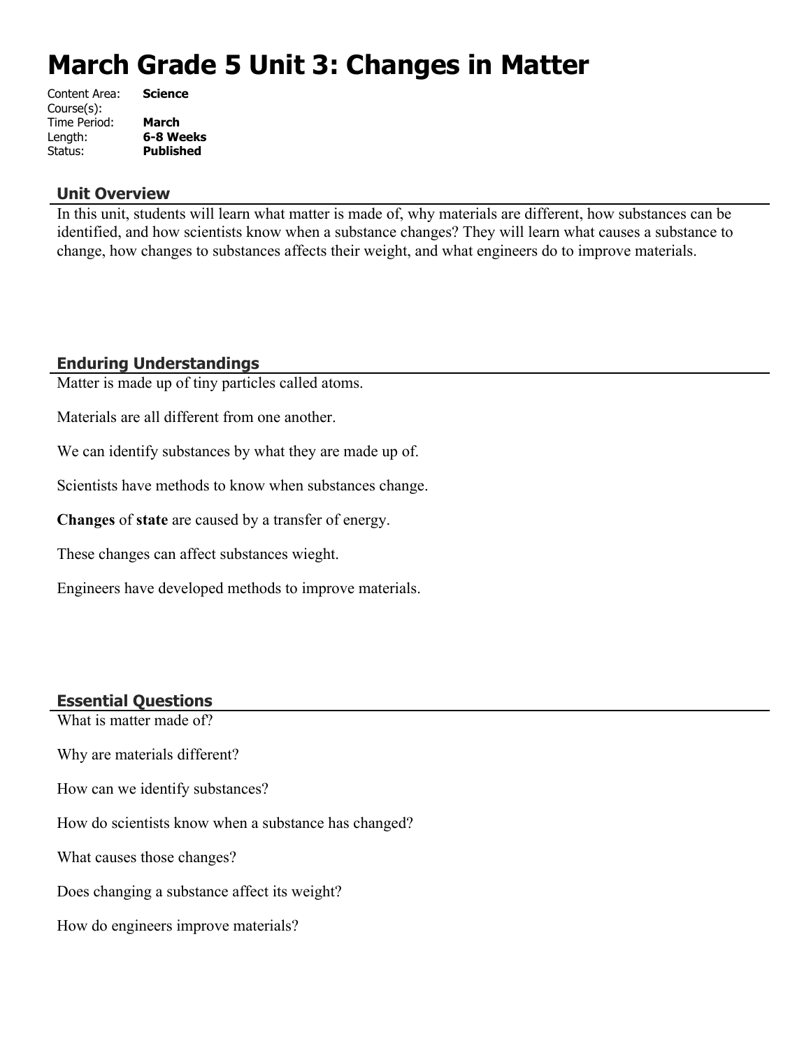# March Grade 5 Unit 3: Changes in Matter

Content Area: **Science**
Course(s):
Time Period: **March**
Length: **6-8 Weeks**
Status: **Published**

## Unit Overview

In this unit, students will learn what matter is made of, why materials are different, how substances can be identified, and how scientists know when a substance changes? They will learn what causes a substance to change, how changes to substances affects their weight, and what engineers do to improve materials.

## Enduring Understandings

Matter is made up of tiny particles called atoms.

Materials are all different from one another.

We can identify substances by what they are made up of.

Scientists have methods to know when substances change.

**Changes** of **state** are caused by a transfer of energy.

These changes can affect substances wieght.

Engineers have developed methods to improve materials.

## Essential Questions

What is matter made of?

Why are materials different?

How can we identify substances?

How do scientists know when a substance has changed?

What causes those changes?

Does changing a substance affect its weight?

How do engineers improve materials?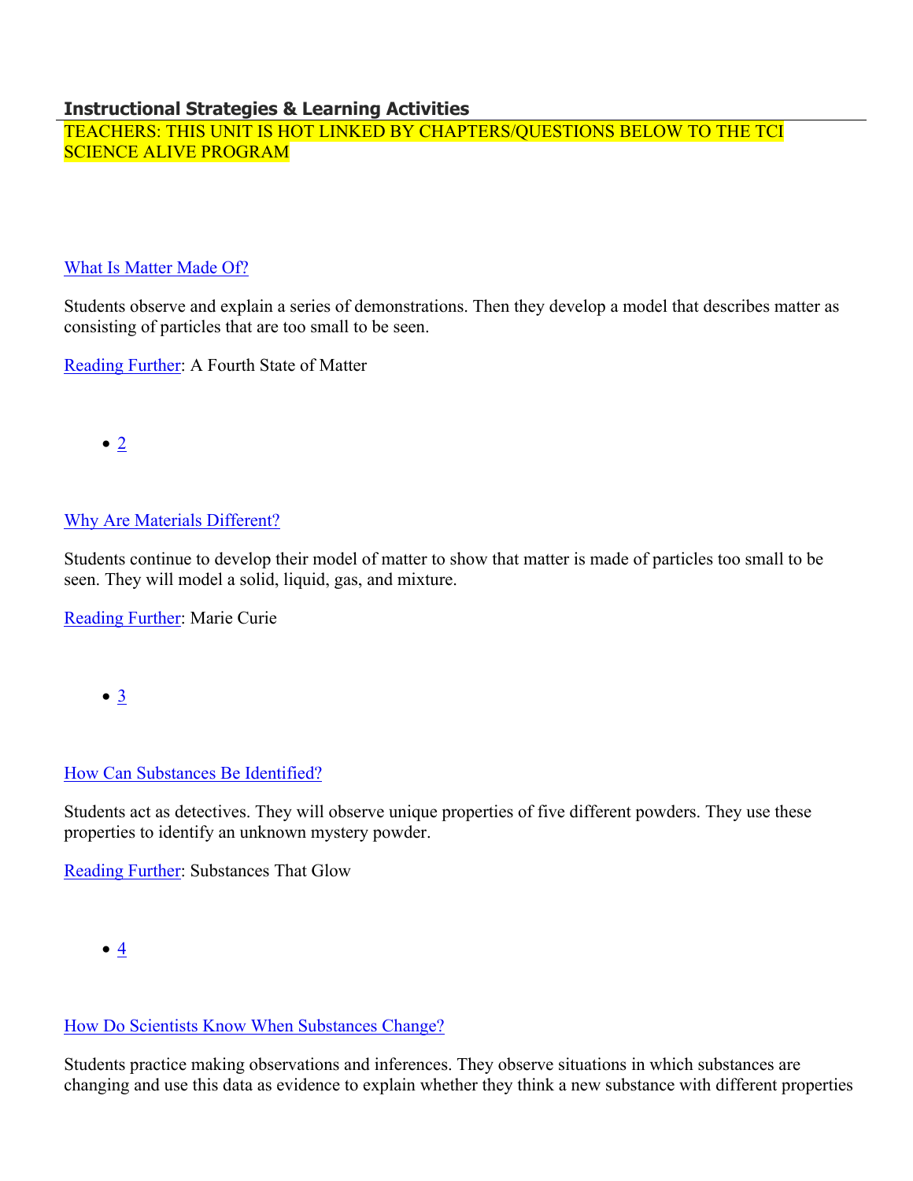### Instructional Strategies & Learning Activities

TEACHERS: THIS UNIT IS HOT LINKED BY CHAPTERS/QUESTIONS BELOW TO THE TCI SCIENCE ALIVE PROGRAM

What Is Matter Made Of?

Students observe and explain a series of demonstrations. Then they develop a model that describes matter as consisting of particles that are too small to be seen.

Reading Further: A Fourth State of Matter

- 2

Why Are Materials Different?

Students continue to develop their model of matter to show that matter is made of particles too small to be seen. They will model a solid, liquid, gas, and mixture.

Reading Further: Marie Curie

- 3

How Can Substances Be Identified?

Students act as detectives. They will observe unique properties of five different powders. They use these properties to identify an unknown mystery powder.

Reading Further: Substances That Glow

- 4

How Do Scientists Know When Substances Change?

Students practice making observations and inferences. They observe situations in which substances are changing and use this data as evidence to explain whether they think a new substance with different properties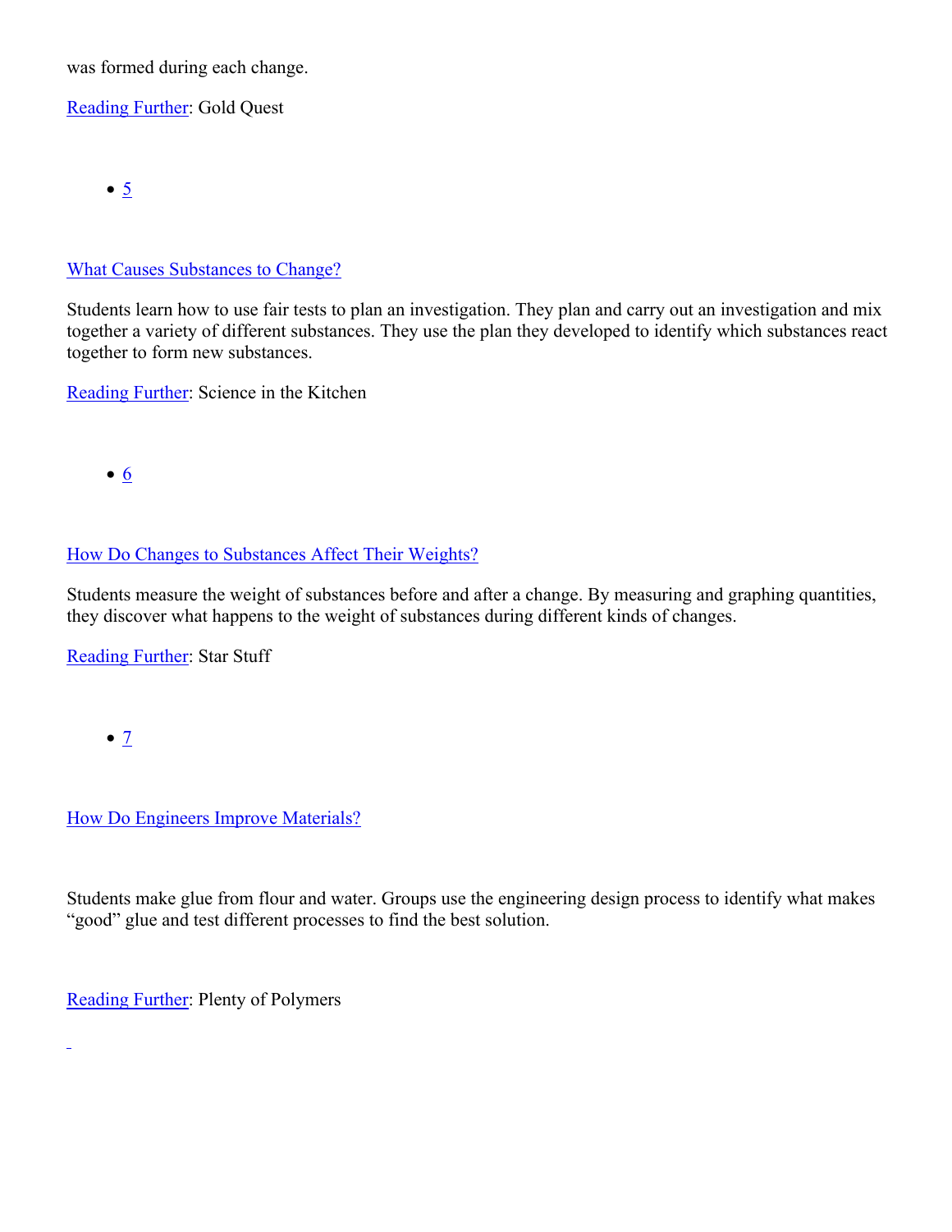was formed during each change.

[Reading Further]: Gold Quest

- 5

[What Causes Substances to Change?]

Students learn how to use fair tests to plan an investigation. They plan and carry out an investigation and mix together a variety of different substances. They use the plan they developed to identify which substances react together to form new substances.

[Reading Further]: Science in the Kitchen

- 6

[How Do Changes to Substances Affect Their Weights?]

Students measure the weight of substances before and after a change. By measuring and graphing quantities, they discover what happens to the weight of substances during different kinds of changes.

[Reading Further]: Star Stuff

- 7

[How Do Engineers Improve Materials?]

Students make glue from flour and water. Groups use the engineering design process to identify what makes "good" glue and test different processes to find the best solution.

[Reading Further]: Plenty of Polymers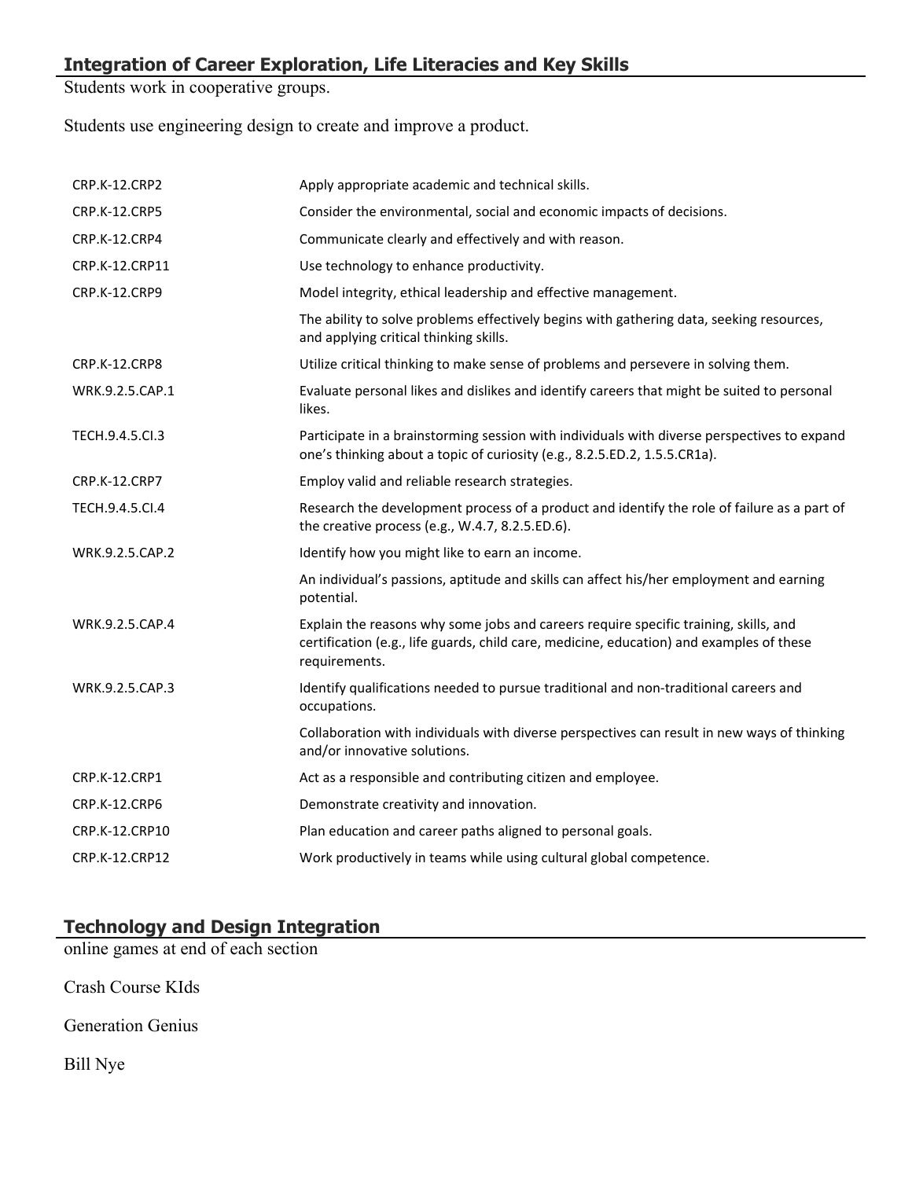## Integration of Career Exploration, Life Literacies and Key Skills

Students work in cooperative groups.

Students use engineering design to create and improve a product.

| | |
|---|---|
| CRP.K-12.CRP2 | Apply appropriate academic and technical skills. |
| CRP.K-12.CRP5 | Consider the environmental, social and economic impacts of decisions. |
| CRP.K-12.CRP4 | Communicate clearly and effectively and with reason. |
| CRP.K-12.CRP11 | Use technology to enhance productivity. |
| CRP.K-12.CRP9 | Model integrity, ethical leadership and effective management. |
| | The ability to solve problems effectively begins with gathering data, seeking resources, and applying critical thinking skills. |
| CRP.K-12.CRP8 | Utilize critical thinking to make sense of problems and persevere in solving them. |
| WRK.9.2.5.CAP.1 | Evaluate personal likes and dislikes and identify careers that might be suited to personal likes. |
| TECH.9.4.5.CI.3 | Participate in a brainstorming session with individuals with diverse perspectives to expand one's thinking about a topic of curiosity (e.g., 8.2.5.ED.2, 1.5.5.CR1a). |
| CRP.K-12.CRP7 | Employ valid and reliable research strategies. |
| TECH.9.4.5.CI.4 | Research the development process of a product and identify the role of failure as a part of the creative process (e.g., W.4.7, 8.2.5.ED.6). |
| WRK.9.2.5.CAP.2 | Identify how you might like to earn an income. |
| | An individual's passions, aptitude and skills can affect his/her employment and earning potential. |
| WRK.9.2.5.CAP.4 | Explain the reasons why some jobs and careers require specific training, skills, and certification (e.g., life guards, child care, medicine, education) and examples of these requirements. |
| WRK.9.2.5.CAP.3 | Identify qualifications needed to pursue traditional and non-traditional careers and occupations. |
| | Collaboration with individuals with diverse perspectives can result in new ways of thinking and/or innovative solutions. |
| CRP.K-12.CRP1 | Act as a responsible and contributing citizen and employee. |
| CRP.K-12.CRP6 | Demonstrate creativity and innovation. |
| CRP.K-12.CRP10 | Plan education and career paths aligned to personal goals. |
| CRP.K-12.CRP12 | Work productively in teams while using cultural global competence. |

## Technology and Design Integration

online games at end of each section

Crash Course KIds

Generation Genius

Bill Nye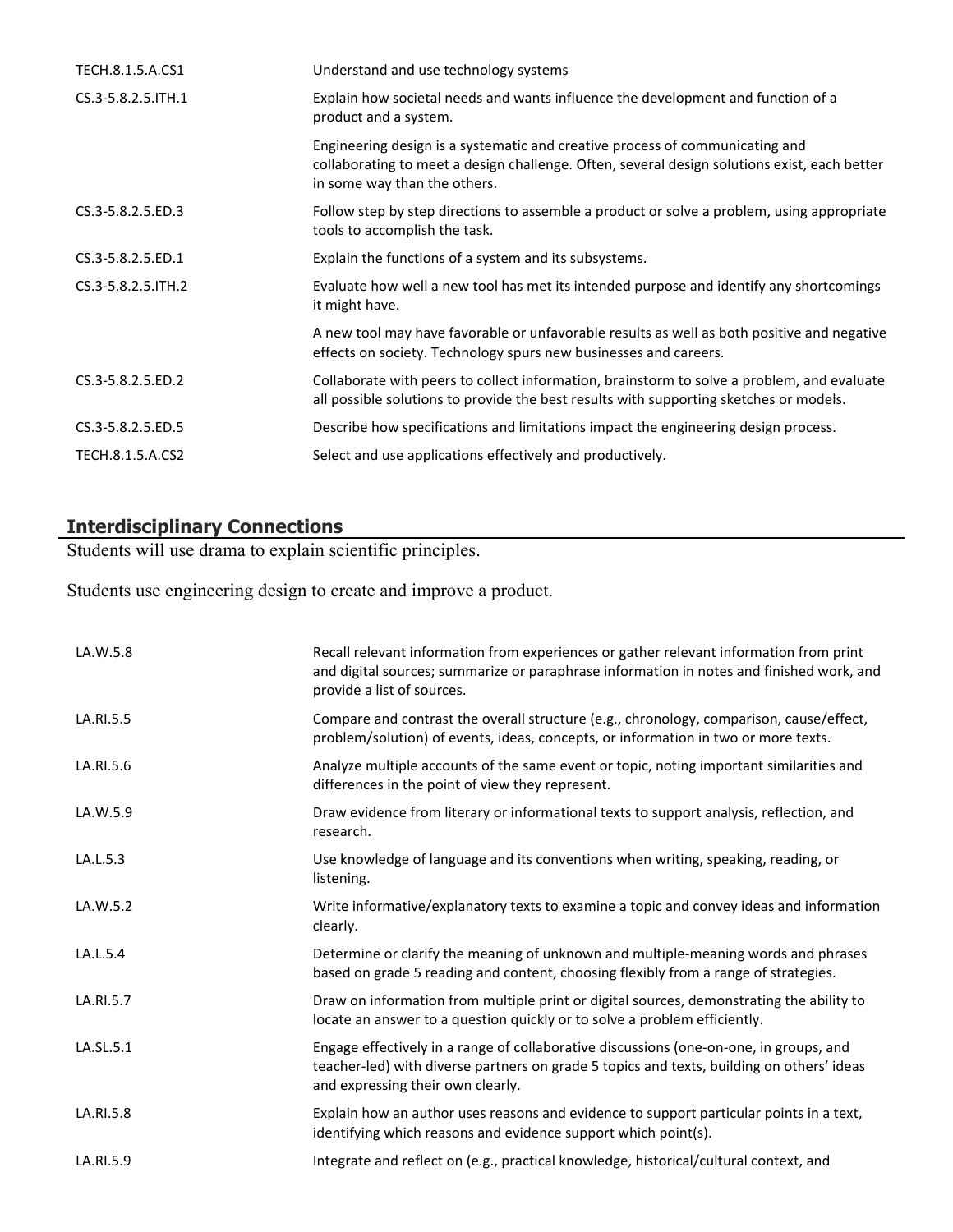| | |
|---|---|
| TECH.8.1.5.A.CS1 | Understand and use technology systems |
| CS.3-5.8.2.5.ITH.1 | Explain how societal needs and wants influence the development and function of a product and a system. |
| | Engineering design is a systematic and creative process of communicating and collaborating to meet a design challenge. Often, several design solutions exist, each better in some way than the others. |
| CS.3-5.8.2.5.ED.3 | Follow step by step directions to assemble a product or solve a problem, using appropriate tools to accomplish the task. |
| CS.3-5.8.2.5.ED.1 | Explain the functions of a system and its subsystems. |
| CS.3-5.8.2.5.ITH.2 | Evaluate how well a new tool has met its intended purpose and identify any shortcomings it might have. |
| | A new tool may have favorable or unfavorable results as well as both positive and negative effects on society. Technology spurs new businesses and careers. |
| CS.3-5.8.2.5.ED.2 | Collaborate with peers to collect information, brainstorm to solve a problem, and evaluate all possible solutions to provide the best results with supporting sketches or models. |
| CS.3-5.8.2.5.ED.5 | Describe how specifications and limitations impact the engineering design process. |
| TECH.8.1.5.A.CS2 | Select and use applications effectively and productively. |

## Interdisciplinary Connections

Students will use drama to explain scientific principles.

Students use engineering design to create and improve a product.

| | |
|---|---|
| LA.W.5.8 | Recall relevant information from experiences or gather relevant information from print and digital sources; summarize or paraphrase information in notes and finished work, and provide a list of sources. |
| LA.RI.5.5 | Compare and contrast the overall structure (e.g., chronology, comparison, cause/effect, problem/solution) of events, ideas, concepts, or information in two or more texts. |
| LA.RI.5.6 | Analyze multiple accounts of the same event or topic, noting important similarities and differences in the point of view they represent. |
| LA.W.5.9 | Draw evidence from literary or informational texts to support analysis, reflection, and research. |
| LA.L.5.3 | Use knowledge of language and its conventions when writing, speaking, reading, or listening. |
| LA.W.5.2 | Write informative/explanatory texts to examine a topic and convey ideas and information clearly. |
| LA.L.5.4 | Determine or clarify the meaning of unknown and multiple-meaning words and phrases based on grade 5 reading and content, choosing flexibly from a range of strategies. |
| LA.RI.5.7 | Draw on information from multiple print or digital sources, demonstrating the ability to locate an answer to a question quickly or to solve a problem efficiently. |
| LA.SL.5.1 | Engage effectively in a range of collaborative discussions (one-on-one, in groups, and teacher-led) with diverse partners on grade 5 topics and texts, building on others' ideas and expressing their own clearly. |
| LA.RI.5.8 | Explain how an author uses reasons and evidence to support particular points in a text, identifying which reasons and evidence support which point(s). |
| LA.RI.5.9 | Integrate and reflect on (e.g., practical knowledge, historical/cultural context, and |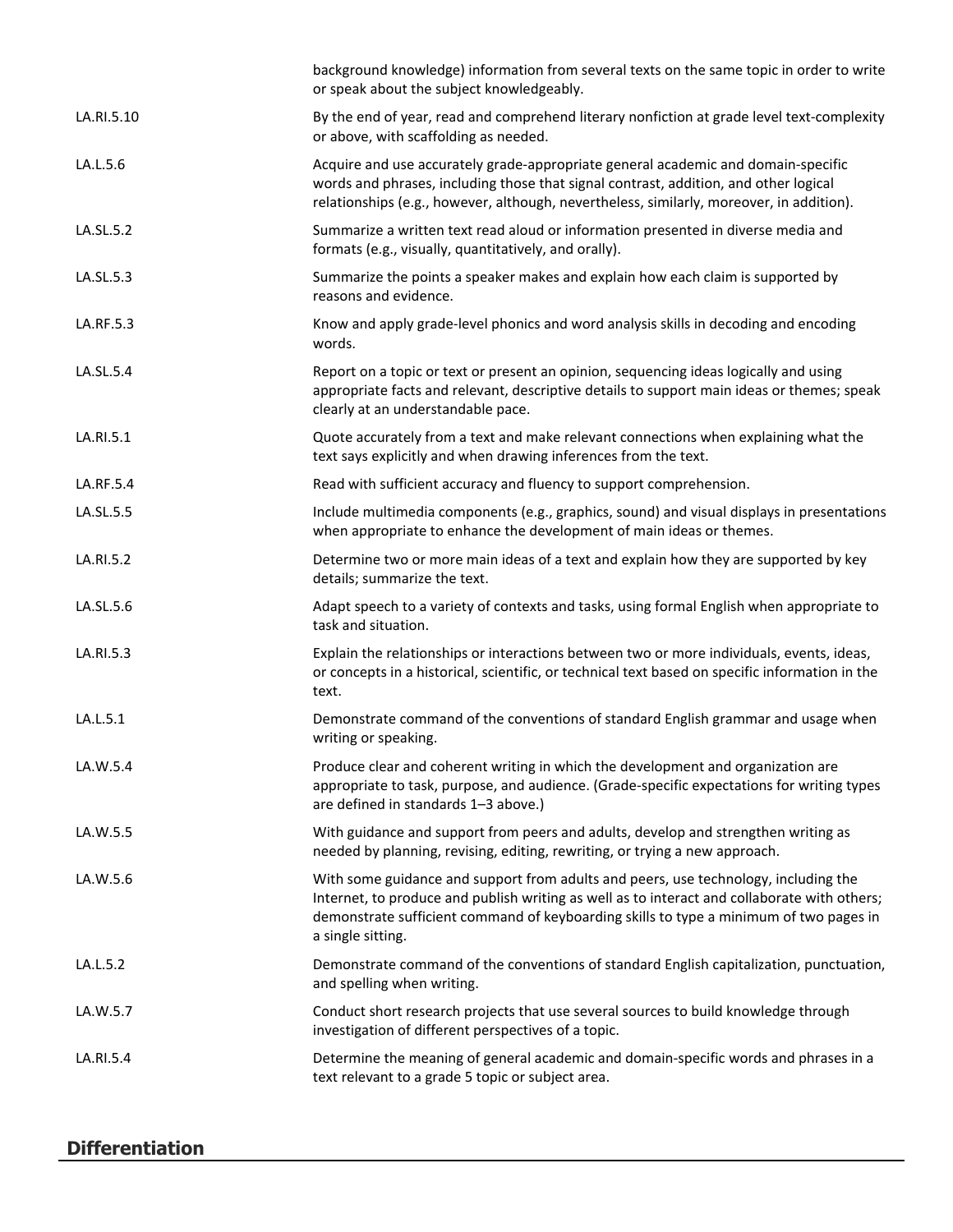| | |
|---|---|
| | background knowledge) information from several texts on the same topic in order to write or speak about the subject knowledgeably. |
| LA.RI.5.10 | By the end of year, read and comprehend literary nonfiction at grade level text-complexity or above, with scaffolding as needed. |
| LA.L.5.6 | Acquire and use accurately grade-appropriate general academic and domain-specific words and phrases, including those that signal contrast, addition, and other logical relationships (e.g., however, although, nevertheless, similarly, moreover, in addition). |
| LA.SL.5.2 | Summarize a written text read aloud or information presented in diverse media and formats (e.g., visually, quantitatively, and orally). |
| LA.SL.5.3 | Summarize the points a speaker makes and explain how each claim is supported by reasons and evidence. |
| LA.RF.5.3 | Know and apply grade-level phonics and word analysis skills in decoding and encoding words. |
| LA.SL.5.4 | Report on a topic or text or present an opinion, sequencing ideas logically and using appropriate facts and relevant, descriptive details to support main ideas or themes; speak clearly at an understandable pace. |
| LA.RI.5.1 | Quote accurately from a text and make relevant connections when explaining what the text says explicitly and when drawing inferences from the text. |
| LA.RF.5.4 | Read with sufficient accuracy and fluency to support comprehension. |
| LA.SL.5.5 | Include multimedia components (e.g., graphics, sound) and visual displays in presentations when appropriate to enhance the development of main ideas or themes. |
| LA.RI.5.2 | Determine two or more main ideas of a text and explain how they are supported by key details; summarize the text. |
| LA.SL.5.6 | Adapt speech to a variety of contexts and tasks, using formal English when appropriate to task and situation. |
| LA.RI.5.3 | Explain the relationships or interactions between two or more individuals, events, ideas, or concepts in a historical, scientific, or technical text based on specific information in the text. |
| LA.L.5.1 | Demonstrate command of the conventions of standard English grammar and usage when writing or speaking. |
| LA.W.5.4 | Produce clear and coherent writing in which the development and organization are appropriate to task, purpose, and audience. (Grade-specific expectations for writing types are defined in standards 1–3 above.) |
| LA.W.5.5 | With guidance and support from peers and adults, develop and strengthen writing as needed by planning, revising, editing, rewriting, or trying a new approach. |
| LA.W.5.6 | With some guidance and support from adults and peers, use technology, including the Internet, to produce and publish writing as well as to interact and collaborate with others; demonstrate sufficient command of keyboarding skills to type a minimum of two pages in a single sitting. |
| LA.L.5.2 | Demonstrate command of the conventions of standard English capitalization, punctuation, and spelling when writing. |
| LA.W.5.7 | Conduct short research projects that use several sources to build knowledge through investigation of different perspectives of a topic. |
| LA.RI.5.4 | Determine the meaning of general academic and domain-specific words and phrases in a text relevant to a grade 5 topic or subject area. |

## Differentiation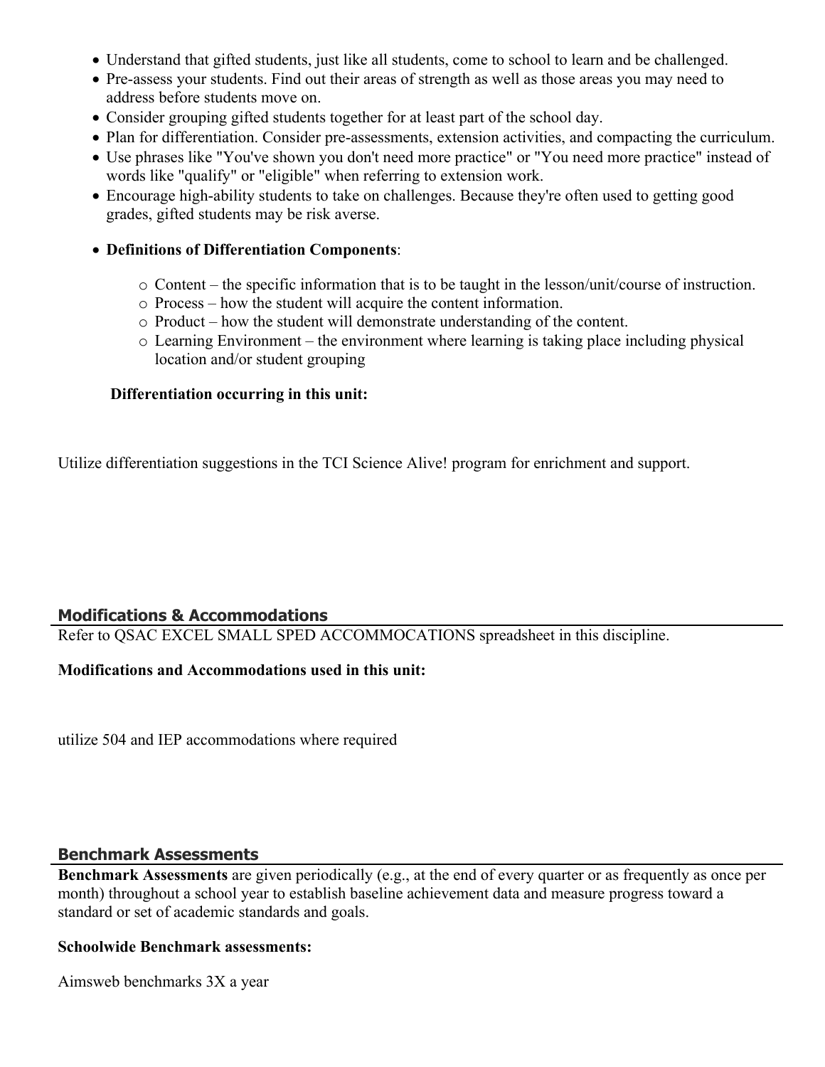- Understand that gifted students, just like all students, come to school to learn and be challenged.
- Pre-assess your students. Find out their areas of strength as well as those areas you may need to address before students move on.
- Consider grouping gifted students together for at least part of the school day.
- Plan for differentiation. Consider pre-assessments, extension activities, and compacting the curriculum.
- Use phrases like "You've shown you don't need more practice" or "You need more practice" instead of words like "qualify" or "eligible" when referring to extension work.
- Encourage high-ability students to take on challenges. Because they're often used to getting good grades, gifted students may be risk averse.
- **Definitions of Differentiation Components**:
    - Content – the specific information that is to be taught in the lesson/unit/course of instruction.
    - Process – how the student will acquire the content information.
    - Product – how the student will demonstrate understanding of the content.
    - Learning Environment – the environment where learning is taking place including physical location and/or student grouping

**Differentiation occurring in this unit:**

Utilize differentiation suggestions in the TCI Science Alive! program for enrichment and support.

## Modifications & Accommodations

Refer to QSAC EXCEL SMALL SPED ACCOMMOCATIONS spreadsheet in this discipline.

**Modifications and Accommodations used in this unit:**

utilize 504 and IEP accommodations where required

## Benchmark Assessments

**Benchmark Assessments** are given periodically (e.g., at the end of every quarter or as frequently as once per month) throughout a school year to establish baseline achievement data and measure progress toward a standard or set of academic standards and goals.

**Schoolwide Benchmark assessments:**

Aimsweb benchmarks 3X a year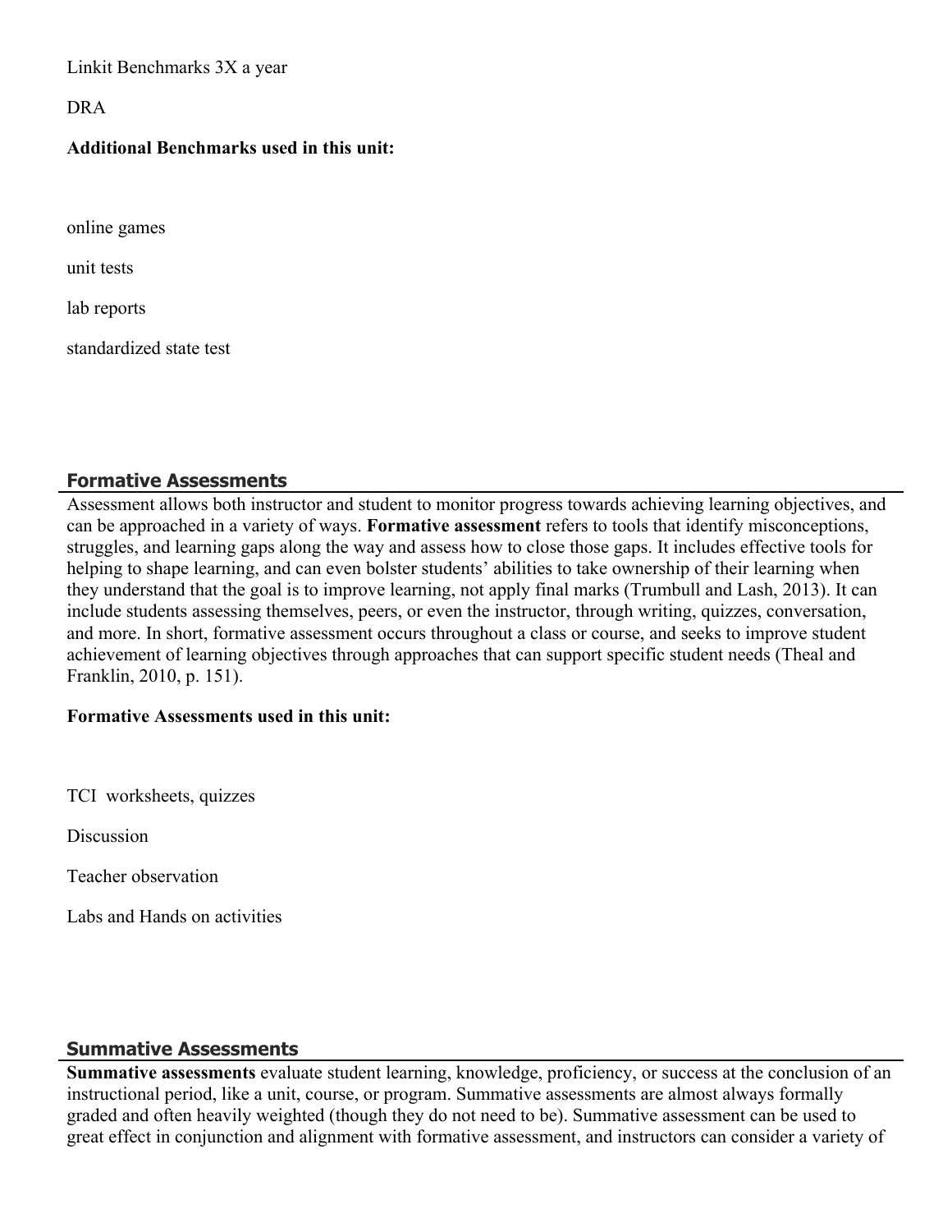Linkit Benchmarks 3X a year

DRA

**Additional Benchmarks used in this unit:**

online games

unit tests

lab reports

standardized state test

## Formative Assessments

Assessment allows both instructor and student to monitor progress towards achieving learning objectives, and can be approached in a variety of ways. **Formative assessment** refers to tools that identify misconceptions, struggles, and learning gaps along the way and assess how to close those gaps. It includes effective tools for helping to shape learning, and can even bolster students' abilities to take ownership of their learning when they understand that the goal is to improve learning, not apply final marks (Trumbull and Lash, 2013). It can include students assessing themselves, peers, or even the instructor, through writing, quizzes, conversation, and more. In short, formative assessment occurs throughout a class or course, and seeks to improve student achievement of learning objectives through approaches that can support specific student needs (Theal and Franklin, 2010, p. 151).

**Formative Assessments used in this unit:**

TCI worksheets, quizzes

Discussion

Teacher observation

Labs and Hands on activities

## Summative Assessments

**Summative assessments** evaluate student learning, knowledge, proficiency, or success at the conclusion of an instructional period, like a unit, course, or program. Summative assessments are almost always formally graded and often heavily weighted (though they do not need to be). Summative assessment can be used to great effect in conjunction and alignment with formative assessment, and instructors can consider a variety of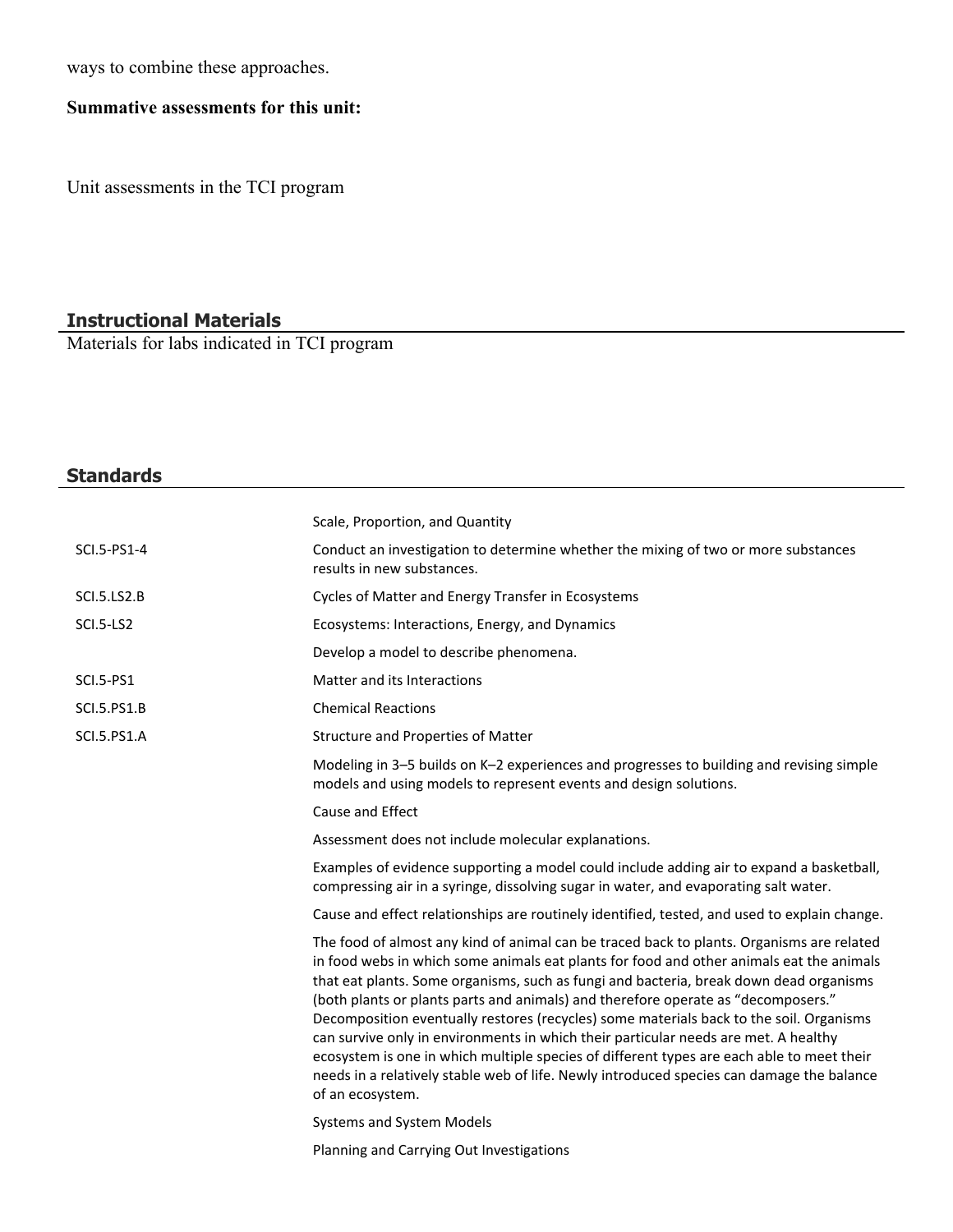ways to combine these approaches.

**Summative assessments for this unit:**

Unit assessments in the TCI program

## Instructional Materials

Materials for labs indicated in TCI program

## Standards

| | |
|---|---|
| | Scale, Proportion, and Quantity |
| SCI.5-PS1-4 | Conduct an investigation to determine whether the mixing of two or more substances results in new substances. |
| SCI.5.LS2.B | Cycles of Matter and Energy Transfer in Ecosystems |
| SCI.5-LS2 | Ecosystems: Interactions, Energy, and Dynamics |
| | Develop a model to describe phenomena. |
| SCI.5-PS1 | Matter and its Interactions |
| SCI.5.PS1.B | Chemical Reactions |
| SCI.5.PS1.A | Structure and Properties of Matter |
| | Modeling in 3–5 builds on K–2 experiences and progresses to building and revising simple models and using models to represent events and design solutions. |
| | Cause and Effect |
| | Assessment does not include molecular explanations. |
| | Examples of evidence supporting a model could include adding air to expand a basketball, compressing air in a syringe, dissolving sugar in water, and evaporating salt water. |
| | Cause and effect relationships are routinely identified, tested, and used to explain change. |
| | The food of almost any kind of animal can be traced back to plants. Organisms are related in food webs in which some animals eat plants for food and other animals eat the animals that eat plants. Some organisms, such as fungi and bacteria, break down dead organisms (both plants or plants parts and animals) and therefore operate as "decomposers." Decomposition eventually restores (recycles) some materials back to the soil. Organisms can survive only in environments in which their particular needs are met. A healthy ecosystem is one in which multiple species of different types are each able to meet their needs in a relatively stable web of life. Newly introduced species can damage the balance of an ecosystem. |
| | Systems and System Models |
| | Planning and Carrying Out Investigations |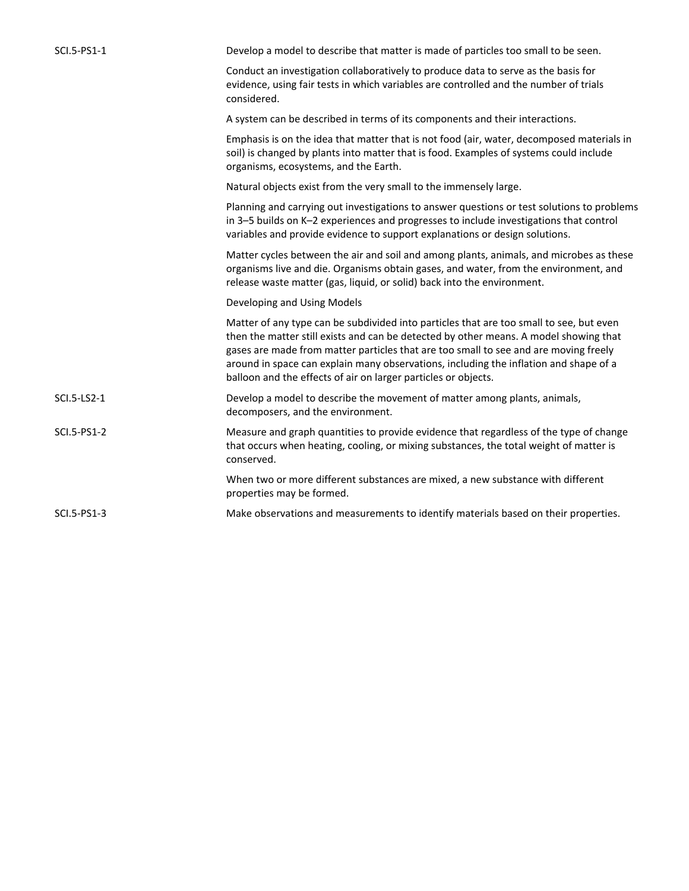| | |
|---|---|
| SCI.5-PS1-1 | Develop a model to describe that matter is made of particles too small to be seen. |
| | Conduct an investigation collaboratively to produce data to serve as the basis for evidence, using fair tests in which variables are controlled and the number of trials considered. |
| | A system can be described in terms of its components and their interactions. |
| | Emphasis is on the idea that matter that is not food (air, water, decomposed materials in soil) is changed by plants into matter that is food. Examples of systems could include organisms, ecosystems, and the Earth. |
| | Natural objects exist from the very small to the immensely large. |
| | Planning and carrying out investigations to answer questions or test solutions to problems in 3–5 builds on K–2 experiences and progresses to include investigations that control variables and provide evidence to support explanations or design solutions. |
| | Matter cycles between the air and soil and among plants, animals, and microbes as these organisms live and die. Organisms obtain gases, and water, from the environment, and release waste matter (gas, liquid, or solid) back into the environment. |
| | Developing and Using Models |
| | Matter of any type can be subdivided into particles that are too small to see, but even then the matter still exists and can be detected by other means. A model showing that gases are made from matter particles that are too small to see and are moving freely around in space can explain many observations, including the inflation and shape of a balloon and the effects of air on larger particles or objects. |
| SCI.5-LS2-1 | Develop a model to describe the movement of matter among plants, animals, decomposers, and the environment. |
| SCI.5-PS1-2 | Measure and graph quantities to provide evidence that regardless of the type of change that occurs when heating, cooling, or mixing substances, the total weight of matter is conserved. |
| | When two or more different substances are mixed, a new substance with different properties may be formed. |
| SCI.5-PS1-3 | Make observations and measurements to identify materials based on their properties. |